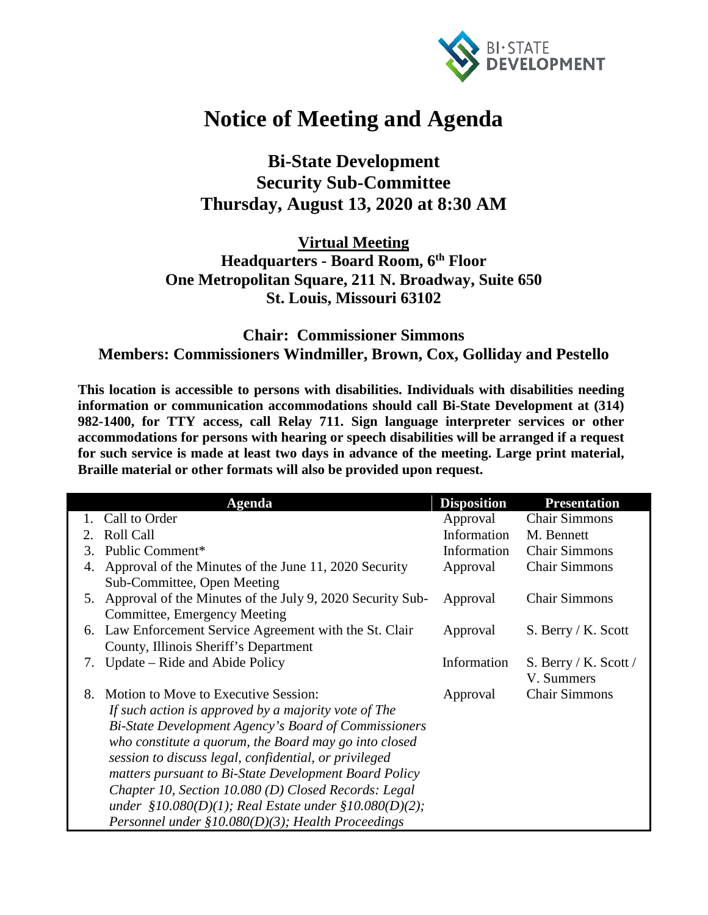# Notice of Meeting and Agenda

## Bi-State Development
## Security Sub-Committee
## Thursday, August 13, 2020 at 8:30 AM

**<u>Virtual Meeting</u>**
**Headquarters - Board Room, 6th Floor**
**One Metropolitan Square, 211 N. Broadway, Suite 650**
**St. Louis, Missouri 63102**

**Chair: Commissioner Simmons**
**Members: Commissioners Windmiller, Brown, Cox, Golliday and Pestello**

**This location is accessible to persons with disabilities. Individuals with disabilities needing information or communication accommodations should call Bi-State Development at (314) 982-1400, for TTY access, call Relay 711. Sign language interpreter services or other accommodations for persons with hearing or speech disabilities will be arranged if a request for such service is made at least two days in advance of the meeting. Large print material, Braille material or other formats will also be provided upon request.**

| Agenda | Disposition | Presentation |
|---|---|---|
| 1. Call to Order | Approval | Chair Simmons |
| 2. Roll Call | Information | M. Bennett |
| 3. Public Comment* | Information | Chair Simmons |
| 4. Approval of the Minutes of the June 11, 2020 Security Sub-Committee, Open Meeting | Approval | Chair Simmons |
| 5. Approval of the Minutes of the July 9, 2020 Security Sub-Committee, Emergency Meeting | Approval | Chair Simmons |
| 6. Law Enforcement Service Agreement with the St. Clair County, Illinois Sheriff's Department | Approval | S. Berry / K. Scott |
| 7. Update – Ride and Abide Policy | Information | S. Berry / K. Scott / V. Summers |
| 8. Motion to Move to Executive Session: *If such action is approved by a majority vote of The Bi-State Development Agency's Board of Commissioners who constitute a quorum, the Board may go into closed session to discuss legal, confidential, or privileged matters pursuant to Bi-State Development Board Policy Chapter 10, Section 10.080 (D) Closed Records: Legal under §10.080(D)(1); Real Estate under §10.080(D)(2); Personnel under §10.080(D)(3); Health Proceedings* | Approval | Chair Simmons |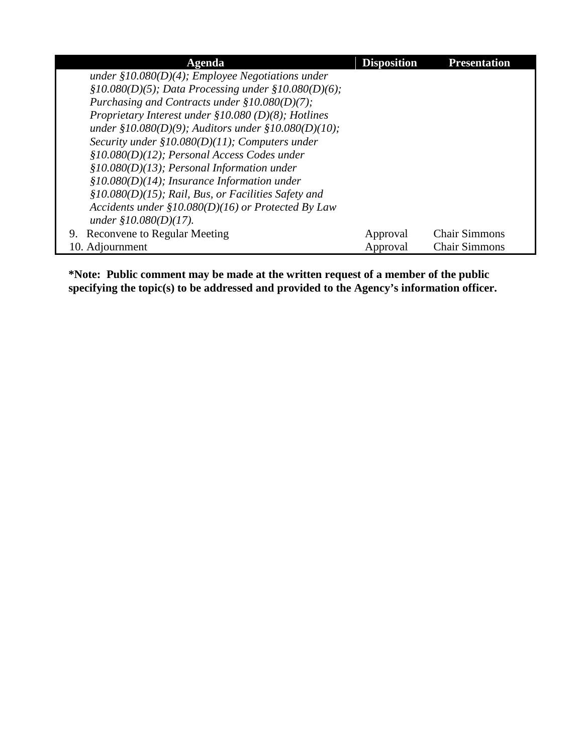| Agenda | Disposition | Presentation |
|---|---|---|
| *under §10.080(D)(4); Employee Negotiations under §10.080(D)(5); Data Processing under §10.080(D)(6); Purchasing and Contracts under §10.080(D)(7); Proprietary Interest under §10.080 (D)(8); Hotlines under §10.080(D)(9); Auditors under §10.080(D)(10); Security under §10.080(D)(11); Computers under §10.080(D)(12); Personal Access Codes under §10.080(D)(13); Personal Information under §10.080(D)(14); Insurance Information under §10.080(D)(15); Rail, Bus, or Facilities Safety and Accidents under §10.080(D)(16) or Protected By Law under §10.080(D)(17).* | | |
| 9. Reconvene to Regular Meeting | Approval | Chair Simmons |
| 10. Adjournment | Approval | Chair Simmons |

**\*Note: Public comment may be made at the written request of a member of the public specifying the topic(s) to be addressed and provided to the Agency's information officer.**